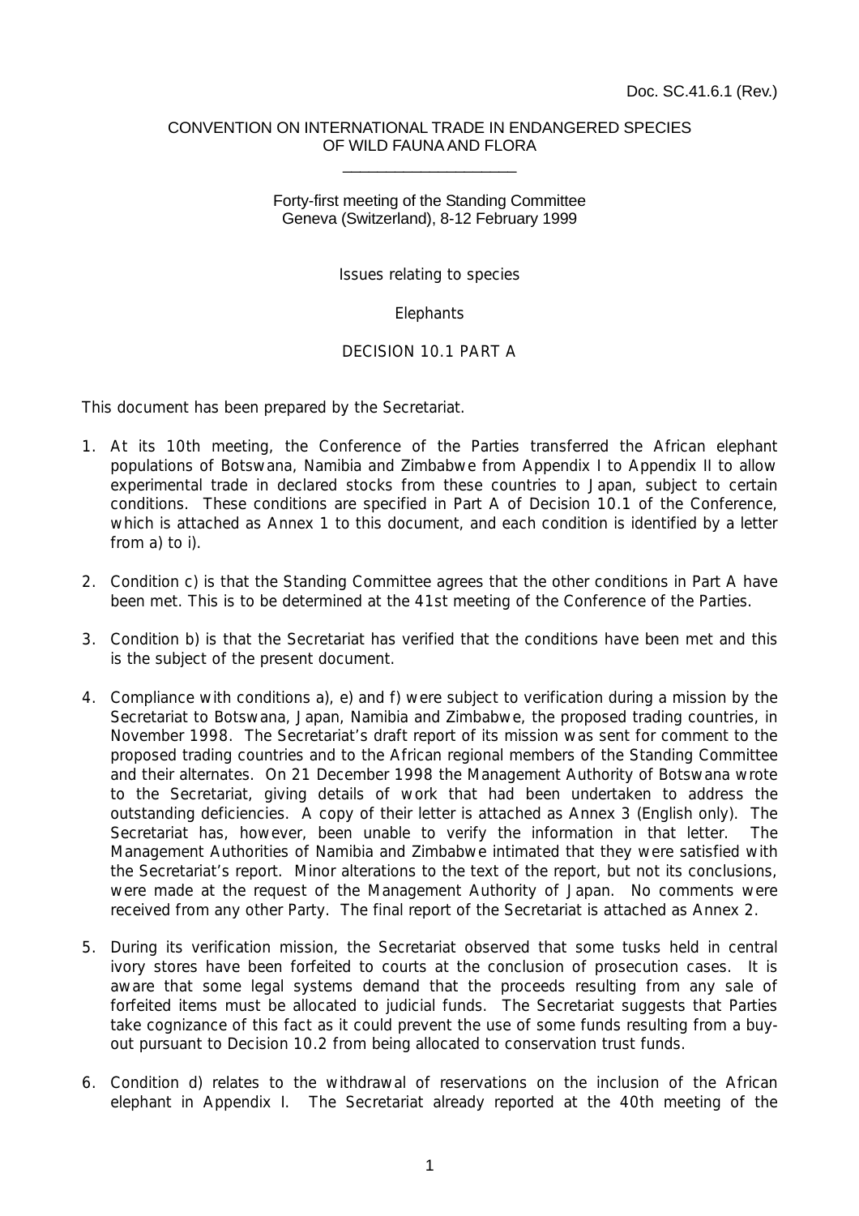Doc. SC.41.6.1 (Rev.)

CONVENTION ON INTERNATIONAL TRADE IN ENDANGERED SPECIES OF WILD FAUNA AND FLORA

____________________

Forty-first meeting of the Standing Committee
Geneva (Switzerland), 8-12 February 1999

Issues relating to species

Elephants

DECISION 10.1 PART A

This document has been prepared by the Secretariat.

1. At its 10th meeting, the Conference of the Parties transferred the African elephant populations of Botswana, Namibia and Zimbabwe from Appendix I to Appendix II to allow experimental trade in declared stocks from these countries to Japan, subject to certain conditions. These conditions are specified in Part A of Decision 10.1 of the Conference, which is attached as Annex 1 to this document, and each condition is identified by a letter from a) to i).

2. Condition c) is that the Standing Committee agrees that the other conditions in Part A have been met. This is to be determined at the 41st meeting of the Conference of the Parties.

3. Condition b) is that the Secretariat has verified that the conditions have been met and this is the subject of the present document.

4. Compliance with conditions a), e) and f) were subject to verification during a mission by the Secretariat to Botswana, Japan, Namibia and Zimbabwe, the proposed trading countries, in November 1998. The Secretariat's draft report of its mission was sent for comment to the proposed trading countries and to the African regional members of the Standing Committee and their alternates. On 21 December 1998 the Management Authority of Botswana wrote to the Secretariat, giving details of work that had been undertaken to address the outstanding deficiencies. A copy of their letter is attached as Annex 3 (English only). The Secretariat has, however, been unable to verify the information in that letter. The Management Authorities of Namibia and Zimbabwe intimated that they were satisfied with the Secretariat's report. Minor alterations to the text of the report, but not its conclusions, were made at the request of the Management Authority of Japan. No comments were received from any other Party. The final report of the Secretariat is attached as Annex 2.

5. During its verification mission, the Secretariat observed that some tusks held in central ivory stores have been forfeited to courts at the conclusion of prosecution cases. It is aware that some legal systems demand that the proceeds resulting from any sale of forfeited items must be allocated to judicial funds. The Secretariat suggests that Parties take cognizance of this fact as it could prevent the use of some funds resulting from a buy-out pursuant to Decision 10.2 from being allocated to conservation trust funds.

6. Condition d) relates to the withdrawal of reservations on the inclusion of the African elephant in Appendix I. The Secretariat already reported at the 40th meeting of the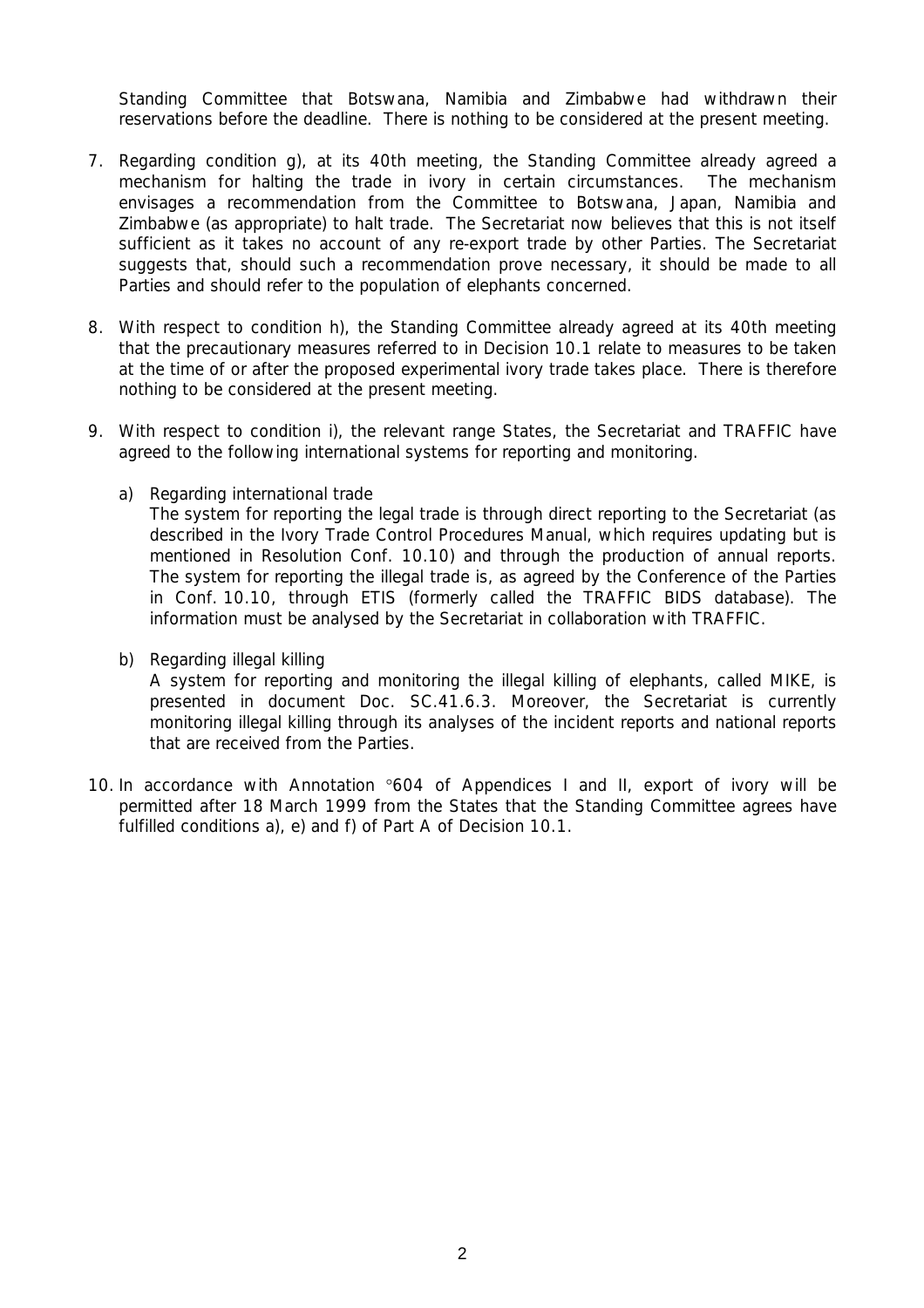Standing Committee that Botswana, Namibia and Zimbabwe had withdrawn their reservations before the deadline. There is nothing to be considered at the present meeting.

7. Regarding condition g), at its 40th meeting, the Standing Committee already agreed a mechanism for halting the trade in ivory in certain circumstances. The mechanism envisages a recommendation from the Committee to Botswana, Japan, Namibia and Zimbabwe (as appropriate) to halt trade. The Secretariat now believes that this is not itself sufficient as it takes no account of any re-export trade by other Parties. The Secretariat suggests that, should such a recommendation prove necessary, it should be made to all Parties and should refer to the population of elephants concerned.

8. With respect to condition h), the Standing Committee already agreed at its 40th meeting that the precautionary measures referred to in Decision 10.1 relate to measures to be taken at the time of or after the proposed experimental ivory trade takes place. There is therefore nothing to be considered at the present meeting.

9. With respect to condition i), the relevant range States, the Secretariat and TRAFFIC have agreed to the following international systems for reporting and monitoring.

   a) Regarding international trade
      The system for reporting the legal trade is through direct reporting to the Secretariat (as described in the Ivory Trade Control Procedures Manual, which requires updating but is mentioned in Resolution Conf. 10.10) and through the production of annual reports. The system for reporting the illegal trade is, as agreed by the Conference of the Parties in Conf. 10.10, through ETIS (formerly called the TRAFFIC BIDS database). The information must be analysed by the Secretariat in collaboration with TRAFFIC.

   b) Regarding illegal killing
      A system for reporting and monitoring the illegal killing of elephants, called MIKE, is presented in document Doc. SC.41.6.3. Moreover, the Secretariat is currently monitoring illegal killing through its analyses of the incident reports and national reports that are received from the Parties.

10. In accordance with Annotation °604 of Appendices I and II, export of ivory will be permitted after 18 March 1999 from the States that the Standing Committee agrees have fulfilled conditions a), e) and f) of Part A of Decision 10.1.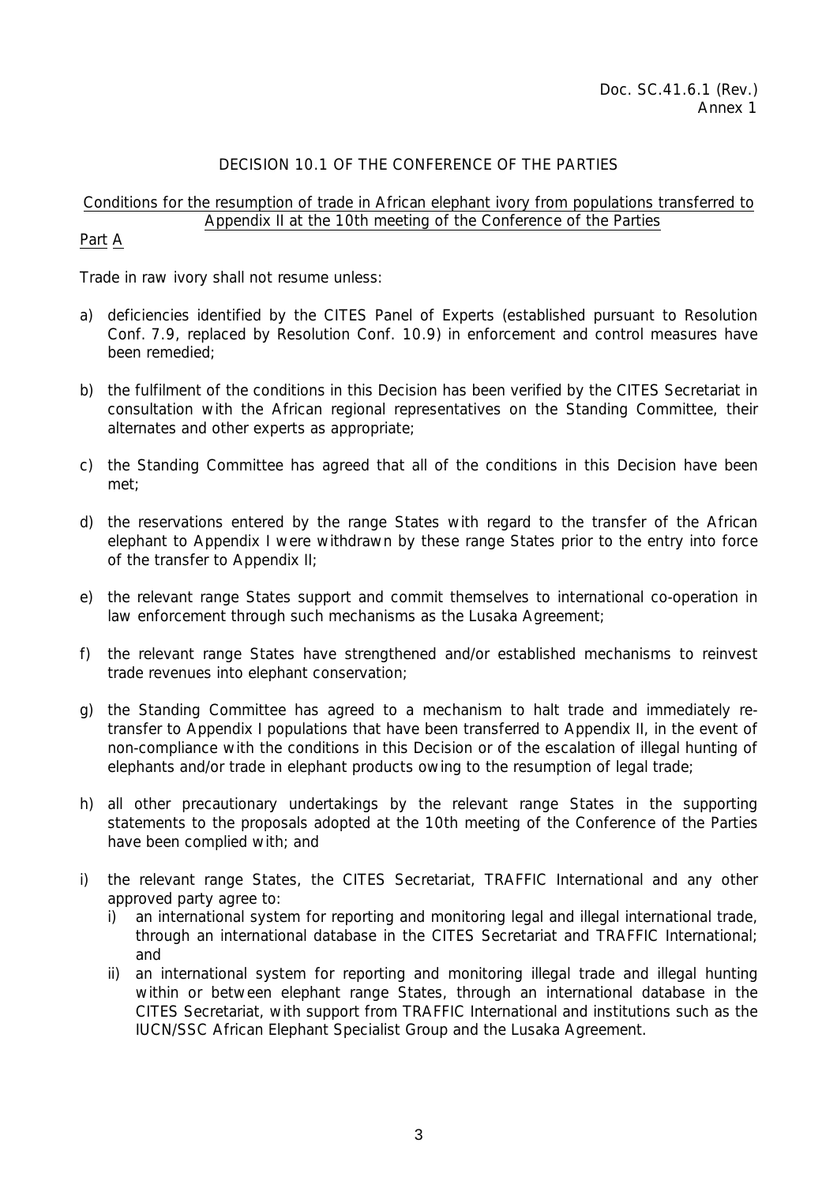Doc. SC.41.6.1 (Rev.)
Annex 1

# DECISION 10.1 OF THE CONFERENCE OF THE PARTIES

## Conditions for the resumption of trade in African elephant ivory from populations transferred to Appendix II at the 10th meeting of the Conference of the Parties

### Part A

Trade in raw ivory shall not resume unless:

a) deficiencies identified by the CITES Panel of Experts (established pursuant to Resolution Conf. 7.9, replaced by Resolution Conf. 10.9) in enforcement and control measures have been remedied;

b) the fulfilment of the conditions in this Decision has been verified by the CITES Secretariat in consultation with the African regional representatives on the Standing Committee, their alternates and other experts as appropriate;

c) the Standing Committee has agreed that all of the conditions in this Decision have been met;

d) the reservations entered by the range States with regard to the transfer of the African elephant to Appendix I were withdrawn by these range States prior to the entry into force of the transfer to Appendix II;

e) the relevant range States support and commit themselves to international co-operation in law enforcement through such mechanisms as the Lusaka Agreement;

f) the relevant range States have strengthened and/or established mechanisms to reinvest trade revenues into elephant conservation;

g) the Standing Committee has agreed to a mechanism to halt trade and immediately re-transfer to Appendix I populations that have been transferred to Appendix II, in the event of non-compliance with the conditions in this Decision or of the escalation of illegal hunting of elephants and/or trade in elephant products owing to the resumption of legal trade;

h) all other precautionary undertakings by the relevant range States in the supporting statements to the proposals adopted at the 10th meeting of the Conference of the Parties have been complied with; and

i) the relevant range States, the CITES Secretariat, TRAFFIC International and any other approved party agree to:
   i) an international system for reporting and monitoring legal and illegal international trade, through an international database in the CITES Secretariat and TRAFFIC International; and
   ii) an international system for reporting and monitoring illegal trade and illegal hunting within or between elephant range States, through an international database in the CITES Secretariat, with support from TRAFFIC International and institutions such as the IUCN/SSC African Elephant Specialist Group and the Lusaka Agreement.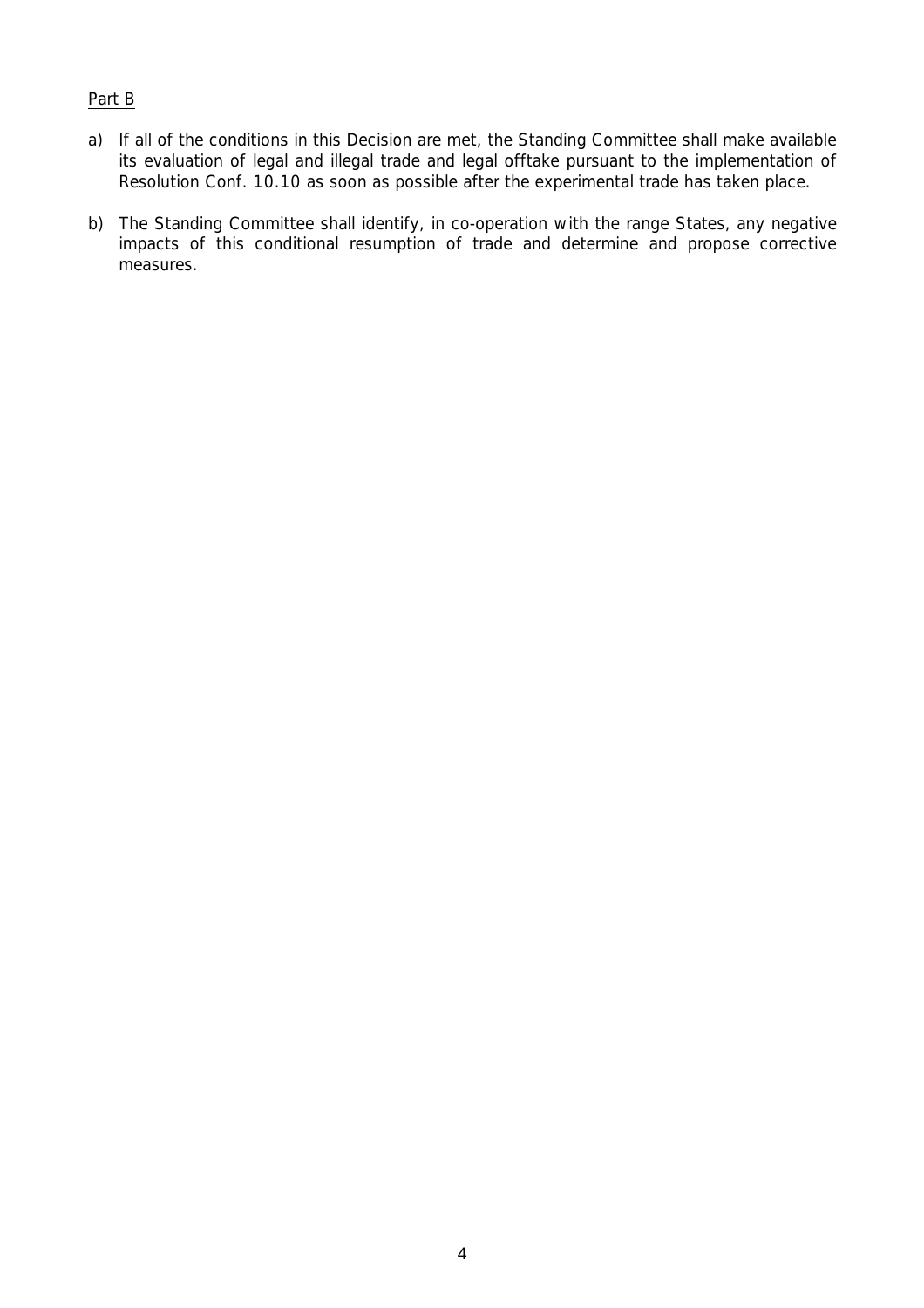Part B

a) If all of the conditions in this Decision are met, the Standing Committee shall make available its evaluation of legal and illegal trade and legal offtake pursuant to the implementation of Resolution Conf. 10.10 as soon as possible after the experimental trade has taken place.

b) The Standing Committee shall identify, in co-operation with the range States, any negative impacts of this conditional resumption of trade and determine and propose corrective measures.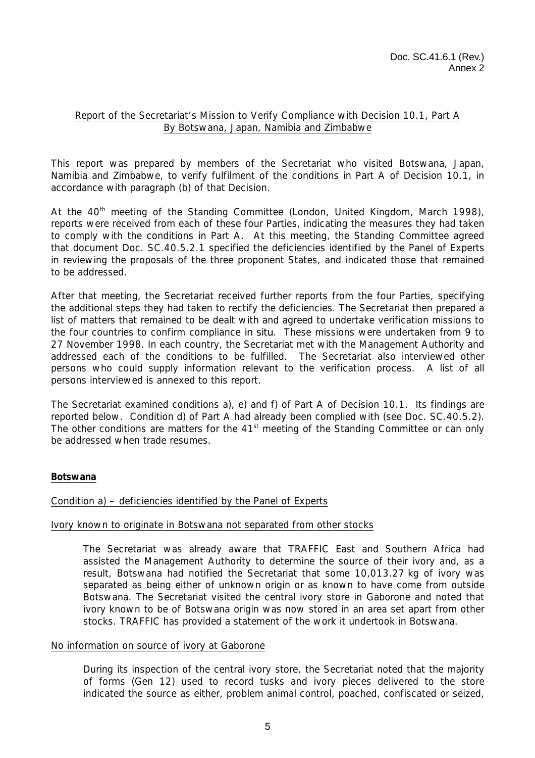Doc. SC.41.6.1 (Rev.)
Annex 2

<u>Report of the Secretariat's Mission to Verify Compliance with Decision 10.1, Part A By Botswana, Japan, Namibia and Zimbabwe</u>

This report was prepared by members of the Secretariat who visited Botswana, Japan, Namibia and Zimbabwe, to verify fulfilment of the conditions in Part A of Decision 10.1, in accordance with paragraph (b) of that Decision.

At the 40th meeting of the Standing Committee (London, United Kingdom, March 1998), reports were received from each of these four Parties, indicating the measures they had taken to comply with the conditions in Part A. At this meeting, the Standing Committee agreed that document Doc. SC.40.5.2.1 specified the deficiencies identified by the Panel of Experts in reviewing the proposals of the three proponent States, and indicated those that remained to be addressed.

After that meeting, the Secretariat received further reports from the four Parties, specifying the additional steps they had taken to rectify the deficiencies. The Secretariat then prepared a list of matters that remained to be dealt with and agreed to undertake verification missions to the four countries to confirm compliance *in situ*. These missions were undertaken from 9 to 27 November 1998. In each country, the Secretariat met with the Management Authority and addressed each of the conditions to be fulfilled. The Secretariat also interviewed other persons who could supply information relevant to the verification process. A list of all persons interviewed is annexed to this report.

The Secretariat examined conditions a), e) and f) of Part A of Decision 10.1. Its findings are reported below. Condition d) of Part A had already been complied with (see Doc. SC.40.5.2). The other conditions are matters for the 41st meeting of the Standing Committee or can only be addressed when trade resumes.

**<u>Botswana</u>**

<u>Condition a) – deficiencies identified by the Panel of Experts</u>

<u>Ivory known to originate in Botswana not separated from other stocks</u>

> The Secretariat was already aware that TRAFFIC East and Southern Africa had assisted the Management Authority to determine the source of their ivory and, as a result, Botswana had notified the Secretariat that some 10,013.27 kg of ivory was separated as being either of unknown origin or as known to have come from outside Botswana. The Secretariat visited the central ivory store in Gaborone and noted that ivory known to be of Botswana origin was now stored in an area set apart from other stocks. TRAFFIC has provided a statement of the work it undertook in Botswana.

<u>No information on source of ivory at Gaborone</u>

> During its inspection of the central ivory store, the Secretariat noted that the majority of forms (Gen 12) used to record tusks and ivory pieces delivered to the store indicated the source as either, problem animal control, poached, confiscated or seized,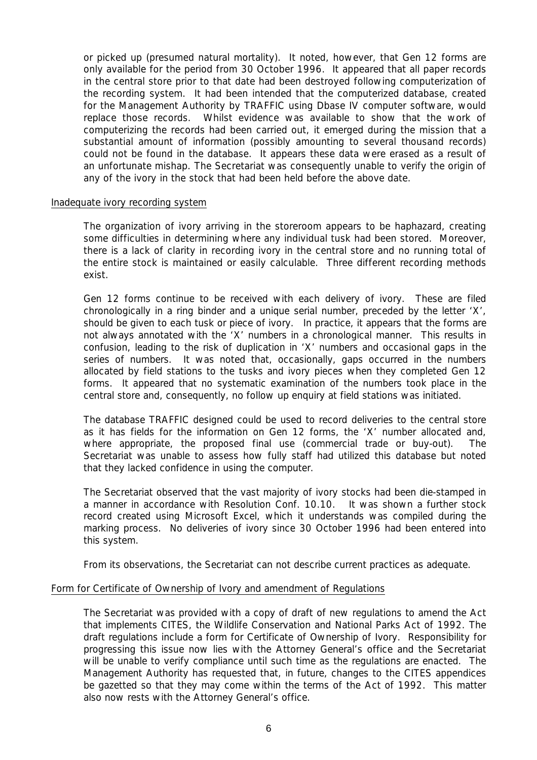or picked up (presumed natural mortality). It noted, however, that Gen 12 forms are only available for the period from 30 October 1996. It appeared that all paper records in the central store prior to that date had been destroyed following computerization of the recording system. It had been intended that the computerized database, created for the Management Authority by TRAFFIC using Dbase IV computer software, would replace those records. Whilst evidence was available to show that the work of computerizing the records had been carried out, it emerged during the mission that a substantial amount of information (possibly amounting to several thousand records) could not be found in the database. It appears these data were erased as a result of an unfortunate mishap. The Secretariat was consequently unable to verify the origin of any of the ivory in the stock that had been held before the above date.

Inadequate ivory recording system

The organization of ivory arriving in the storeroom appears to be haphazard, creating some difficulties in determining where any individual tusk had been stored. Moreover, there is a lack of clarity in recording ivory in the central store and no running total of the entire stock is maintained or easily calculable. Three different recording methods exist.

Gen 12 forms continue to be received with each delivery of ivory. These are filed chronologically in a ring binder and a unique serial number, preceded by the letter 'X', should be given to each tusk or piece of ivory. In practice, it appears that the forms are not always annotated with the 'X' numbers in a chronological manner. This results in confusion, leading to the risk of duplication in 'X' numbers and occasional gaps in the series of numbers. It was noted that, occasionally, gaps occurred in the numbers allocated by field stations to the tusks and ivory pieces when they completed Gen 12 forms. It appeared that no systematic examination of the numbers took place in the central store and, consequently, no follow up enquiry at field stations was initiated.

The database TRAFFIC designed could be used to record deliveries to the central store as it has fields for the information on Gen 12 forms, the 'X' number allocated and, where appropriate, the proposed final use (commercial trade or buy-out). The Secretariat was unable to assess how fully staff had utilized this database but noted that they lacked confidence in using the computer.

The Secretariat observed that the vast majority of ivory stocks had been die-stamped in a manner in accordance with Resolution Conf. 10.10. It was shown a further stock record created using Microsoft Excel, which it understands was compiled during the marking process. No deliveries of ivory since 30 October 1996 had been entered into this system.

From its observations, the Secretariat can not describe current practices as adequate.

Form for Certificate of Ownership of Ivory and amendment of Regulations

The Secretariat was provided with a copy of draft of new regulations to amend the Act that implements CITES, the Wildlife Conservation and National Parks Act of 1992. The draft regulations include a form for Certificate of Ownership of Ivory. Responsibility for progressing this issue now lies with the Attorney General's office and the Secretariat will be unable to verify compliance until such time as the regulations are enacted. The Management Authority has requested that, in future, changes to the CITES appendices be gazetted so that they may come within the terms of the Act of 1992. This matter also now rests with the Attorney General's office.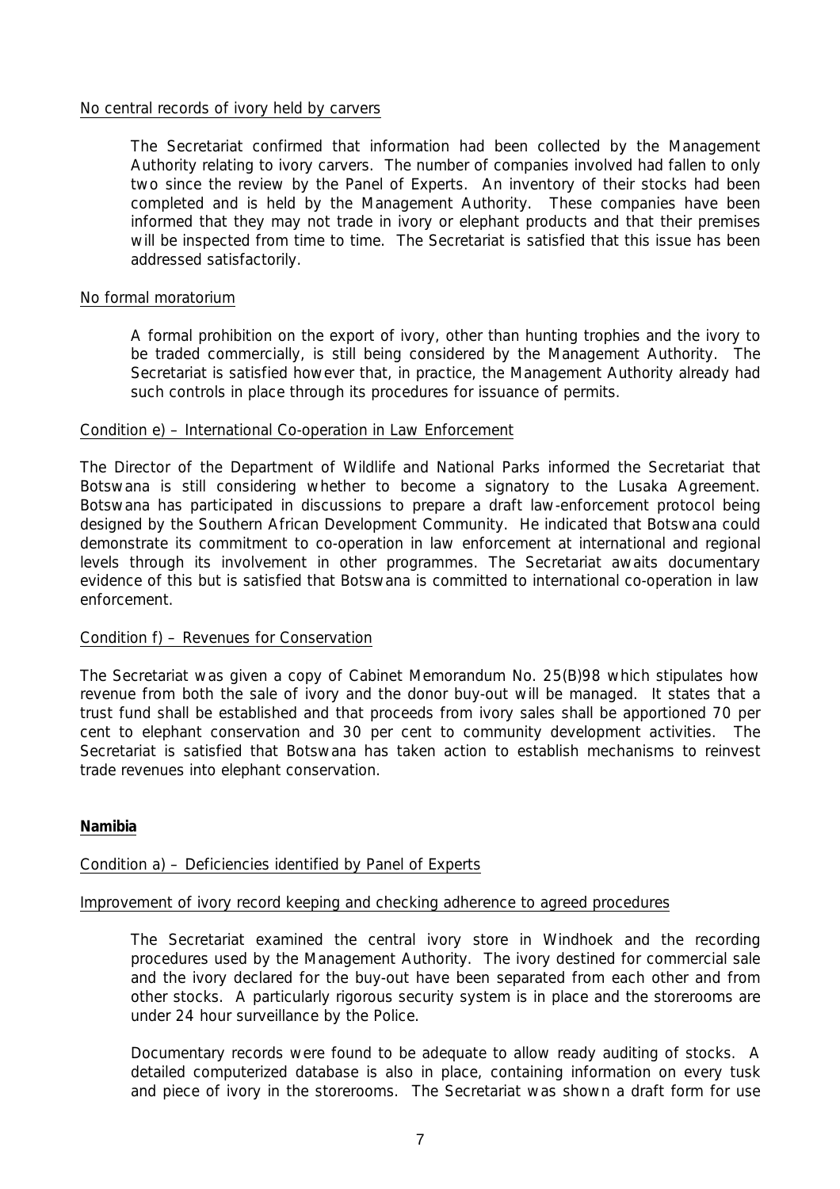No central records of ivory held by carvers

> The Secretariat confirmed that information had been collected by the Management Authority relating to ivory carvers. The number of companies involved had fallen to only two since the review by the Panel of Experts. An inventory of their stocks had been completed and is held by the Management Authority. These companies have been informed that they may not trade in ivory or elephant products and that their premises will be inspected from time to time. The Secretariat is satisfied that this issue has been addressed satisfactorily.

No formal moratorium

> A formal prohibition on the export of ivory, other than hunting trophies and the ivory to be traded commercially, is still being considered by the Management Authority. The Secretariat is satisfied however that, in practice, the Management Authority already had such controls in place through its procedures for issuance of permits.

Condition e) – International Co-operation in Law Enforcement

The Director of the Department of Wildlife and National Parks informed the Secretariat that Botswana is still considering whether to become a signatory to the Lusaka Agreement. Botswana has participated in discussions to prepare a draft law-enforcement protocol being designed by the Southern African Development Community. He indicated that Botswana could demonstrate its commitment to co-operation in law enforcement at international and regional levels through its involvement in other programmes. The Secretariat awaits documentary evidence of this but is satisfied that Botswana is committed to international co-operation in law enforcement.

Condition f) – Revenues for Conservation

The Secretariat was given a copy of Cabinet Memorandum No. 25(B)98 which stipulates how revenue from both the sale of ivory and the donor buy-out will be managed. It states that a trust fund shall be established and that proceeds from ivory sales shall be apportioned 70 per cent to elephant conservation and 30 per cent to community development activities. The Secretariat is satisfied that Botswana has taken action to establish mechanisms to reinvest trade revenues into elephant conservation.

**Namibia**

Condition a) – Deficiencies identified by Panel of Experts

Improvement of ivory record keeping and checking adherence to agreed procedures

> The Secretariat examined the central ivory store in Windhoek and the recording procedures used by the Management Authority. The ivory destined for commercial sale and the ivory declared for the buy-out have been separated from each other and from other stocks. A particularly rigorous security system is in place and the storerooms are under 24 hour surveillance by the Police.
>
> Documentary records were found to be adequate to allow ready auditing of stocks. A detailed computerized database is also in place, containing information on every tusk and piece of ivory in the storerooms. The Secretariat was shown a draft form for use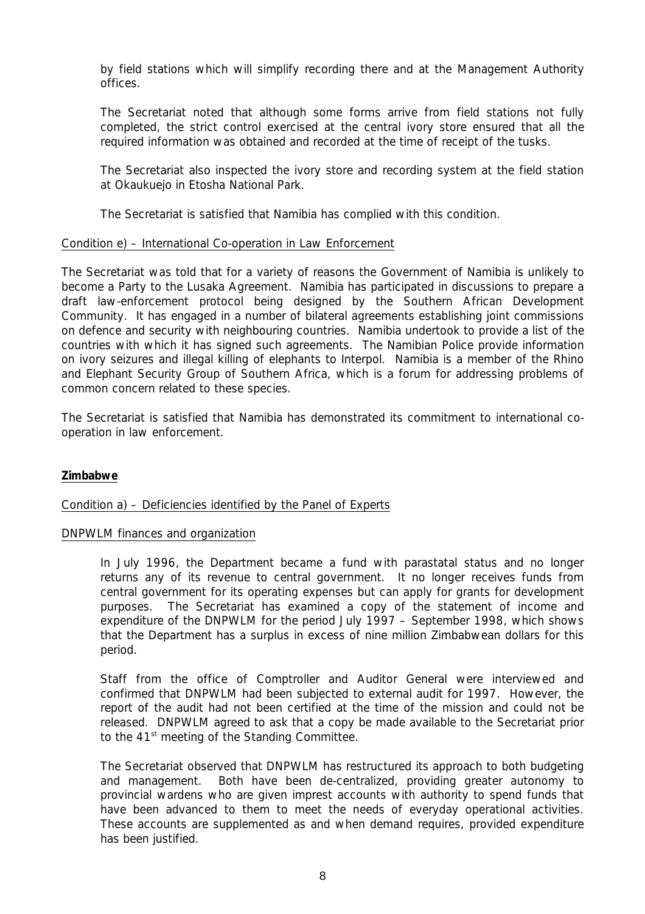by field stations which will simplify recording there and at the Management Authority offices.

The Secretariat noted that although some forms arrive from field stations not fully completed, the strict control exercised at the central ivory store ensured that all the required information was obtained and recorded at the time of receipt of the tusks.

The Secretariat also inspected the ivory store and recording system at the field station at Okaukuejo in Etosha National Park.

The Secretariat is satisfied that Namibia has complied with this condition.

Condition e) – International Co-operation in Law Enforcement

The Secretariat was told that for a variety of reasons the Government of Namibia is unlikely to become a Party to the Lusaka Agreement. Namibia has participated in discussions to prepare a draft law-enforcement protocol being designed by the Southern African Development Community. It has engaged in a number of bilateral agreements establishing joint commissions on defence and security with neighbouring countries. Namibia undertook to provide a list of the countries with which it has signed such agreements. The Namibian Police provide information on ivory seizures and illegal killing of elephants to Interpol. Namibia is a member of the Rhino and Elephant Security Group of Southern Africa, which is a forum for addressing problems of common concern related to these species.

The Secretariat is satisfied that Namibia has demonstrated its commitment to international co-operation in law enforcement.

**Zimbabwe**

Condition a) – Deficiencies identified by the Panel of Experts

DNPWLM finances and organization

In July 1996, the Department became a fund with parastatal status and no longer returns any of its revenue to central government. It no longer receives funds from central government for its operating expenses but can apply for grants for development purposes. The Secretariat has examined a copy of the statement of income and expenditure of the DNPWLM for the period July 1997 – September 1998, which shows that the Department has a surplus in excess of nine million Zimbabwean dollars for this period.

Staff from the office of Comptroller and Auditor General were interviewed and confirmed that DNPWLM had been subjected to external audit for 1997. However, the report of the audit had not been certified at the time of the mission and could not be released. DNPWLM agreed to ask that a copy be made available to the Secretariat prior to the 41st meeting of the Standing Committee.

The Secretariat observed that DNPWLM has restructured its approach to both budgeting and management. Both have been de-centralized, providing greater autonomy to provincial wardens who are given imprest accounts with authority to spend funds that have been advanced to them to meet the needs of everyday operational activities. These accounts are supplemented as and when demand requires, provided expenditure has been justified.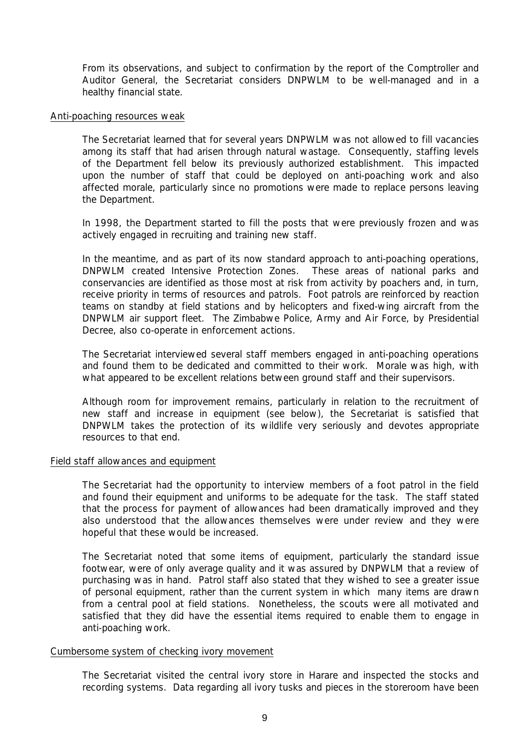From its observations, and subject to confirmation by the report of the Comptroller and Auditor General, the Secretariat considers DNPWLM to be well-managed and in a healthy financial state.

Anti-poaching resources weak

The Secretariat learned that for several years DNPWLM was not allowed to fill vacancies among its staff that had arisen through natural wastage. Consequently, staffing levels of the Department fell below its previously authorized establishment. This impacted upon the number of staff that could be deployed on anti-poaching work and also affected morale, particularly since no promotions were made to replace persons leaving the Department.

In 1998, the Department started to fill the posts that were previously frozen and was actively engaged in recruiting and training new staff.

In the meantime, and as part of its now standard approach to anti-poaching operations, DNPWLM created Intensive Protection Zones. These areas of national parks and conservancies are identified as those most at risk from activity by poachers and, in turn, receive priority in terms of resources and patrols. Foot patrols are reinforced by reaction teams on standby at field stations and by helicopters and fixed-wing aircraft from the DNPWLM air support fleet. The Zimbabwe Police, Army and Air Force, by Presidential Decree, also co-operate in enforcement actions.

The Secretariat interviewed several staff members engaged in anti-poaching operations and found them to be dedicated and committed to their work. Morale was high, with what appeared to be excellent relations between ground staff and their supervisors.

Although room for improvement remains, particularly in relation to the recruitment of new staff and increase in equipment (see below), the Secretariat is satisfied that DNPWLM takes the protection of its wildlife very seriously and devotes appropriate resources to that end.

Field staff allowances and equipment

The Secretariat had the opportunity to interview members of a foot patrol in the field and found their equipment and uniforms to be adequate for the task. The staff stated that the process for payment of allowances had been dramatically improved and they also understood that the allowances themselves were under review and they were hopeful that these would be increased.

The Secretariat noted that some items of equipment, particularly the standard issue footwear, were of only average quality and it was assured by DNPWLM that a review of purchasing was in hand. Patrol staff also stated that they wished to see a greater issue of personal equipment, rather than the current system in which many items are drawn from a central pool at field stations. Nonetheless, the scouts were all motivated and satisfied that they did have the essential items required to enable them to engage in anti-poaching work.

Cumbersome system of checking ivory movement

The Secretariat visited the central ivory store in Harare and inspected the stocks and recording systems. Data regarding all ivory tusks and pieces in the storeroom have been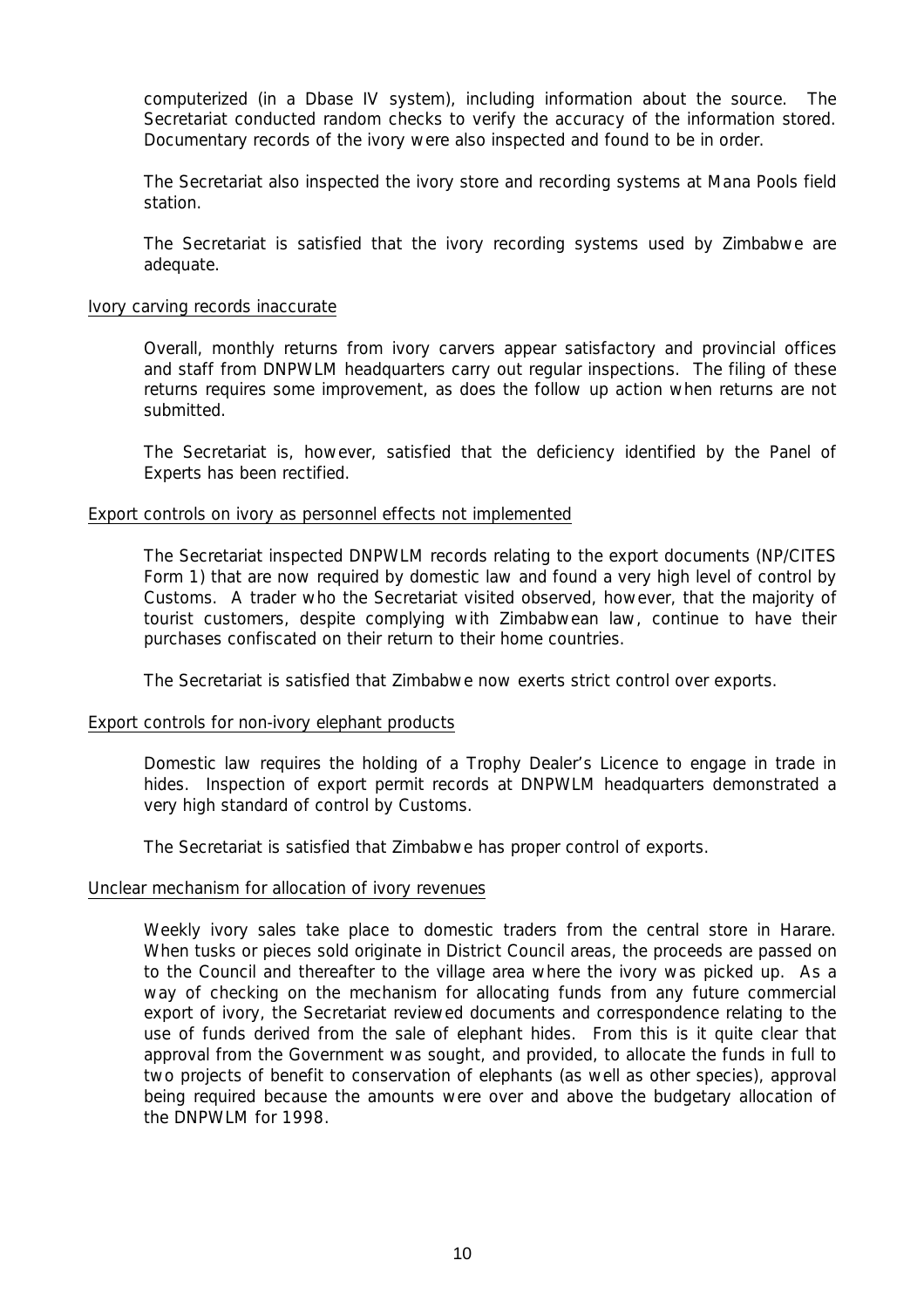computerized (in a Dbase IV system), including information about the source. The Secretariat conducted random checks to verify the accuracy of the information stored. Documentary records of the ivory were also inspected and found to be in order.

The Secretariat also inspected the ivory store and recording systems at Mana Pools field station.

The Secretariat is satisfied that the ivory recording systems used by Zimbabwe are adequate.

<u>Ivory carving records inaccurate</u>

Overall, monthly returns from ivory carvers appear satisfactory and provincial offices and staff from DNPWLM headquarters carry out regular inspections. The filing of these returns requires some improvement, as does the follow up action when returns are not submitted.

The Secretariat is, however, satisfied that the deficiency identified by the Panel of Experts has been rectified.

<u>Export controls on ivory as personnel effects not implemented</u>

The Secretariat inspected DNPWLM records relating to the export documents (NP/CITES Form 1) that are now required by domestic law and found a very high level of control by Customs. A trader who the Secretariat visited observed, however, that the majority of tourist customers, despite complying with Zimbabwean law, continue to have their purchases confiscated on their return to their home countries.

The Secretariat is satisfied that Zimbabwe now exerts strict control over exports.

<u>Export controls for non-ivory elephant products</u>

Domestic law requires the holding of a Trophy Dealer's Licence to engage in trade in hides. Inspection of export permit records at DNPWLM headquarters demonstrated a very high standard of control by Customs.

The Secretariat is satisfied that Zimbabwe has proper control of exports.

<u>Unclear mechanism for allocation of ivory revenues</u>

Weekly ivory sales take place to domestic traders from the central store in Harare. When tusks or pieces sold originate in District Council areas, the proceeds are passed on to the Council and thereafter to the village area where the ivory was picked up. As a way of checking on the mechanism for allocating funds from any future commercial export of ivory, the Secretariat reviewed documents and correspondence relating to the use of funds derived from the sale of elephant hides. From this is it quite clear that approval from the Government was sought, and provided, to allocate the funds in full to two projects of benefit to conservation of elephants (as well as other species), approval being required because the amounts were over and above the budgetary allocation of the DNPWLM for 1998.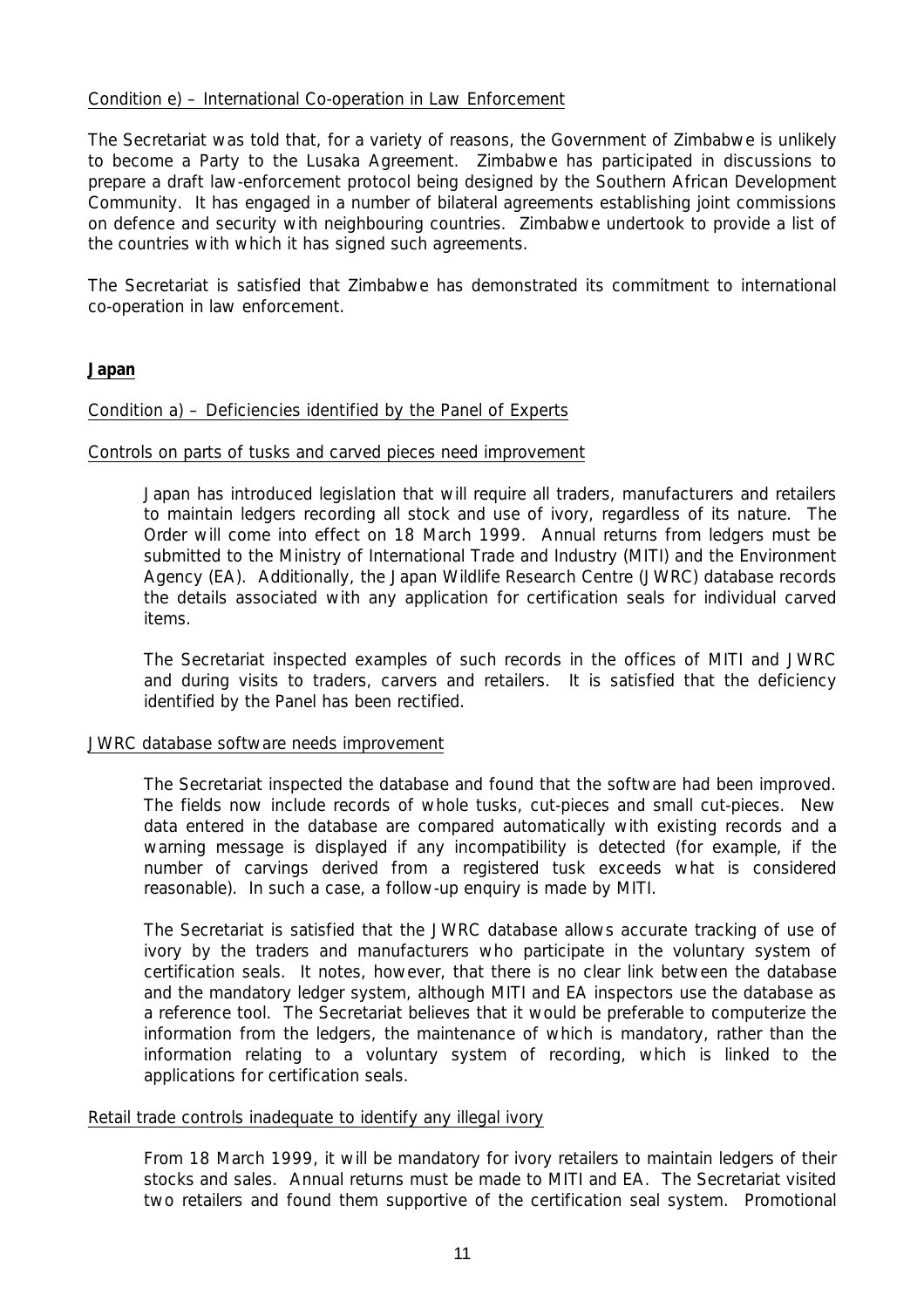Condition e) – International Co-operation in Law Enforcement

The Secretariat was told that, for a variety of reasons, the Government of Zimbabwe is unlikely to become a Party to the Lusaka Agreement. Zimbabwe has participated in discussions to prepare a draft law-enforcement protocol being designed by the Southern African Development Community. It has engaged in a number of bilateral agreements establishing joint commissions on defence and security with neighbouring countries. Zimbabwe undertook to provide a list of the countries with which it has signed such agreements.

The Secretariat is satisfied that Zimbabwe has demonstrated its commitment to international co-operation in law enforcement.

**Japan**

Condition a) – Deficiencies identified by the Panel of Experts

Controls on parts of tusks and carved pieces need improvement

> Japan has introduced legislation that will require all traders, manufacturers and retailers to maintain ledgers recording all stock and use of ivory, regardless of its nature. The Order will come into effect on 18 March 1999. Annual returns from ledgers must be submitted to the Ministry of International Trade and Industry (MITI) and the Environment Agency (EA). Additionally, the Japan Wildlife Research Centre (JWRC) database records the details associated with any application for certification seals for individual carved items.
>
> The Secretariat inspected examples of such records in the offices of MITI and JWRC and during visits to traders, carvers and retailers. It is satisfied that the deficiency identified by the Panel has been rectified.

JWRC database software needs improvement

> The Secretariat inspected the database and found that the software had been improved. The fields now include records of whole tusks, cut-pieces and small cut-pieces. New data entered in the database are compared automatically with existing records and a warning message is displayed if any incompatibility is detected (for example, if the number of carvings derived from a registered tusk exceeds what is considered reasonable). In such a case, a follow-up enquiry is made by MITI.
>
> The Secretariat is satisfied that the JWRC database allows accurate tracking of use of ivory by the traders and manufacturers who participate in the voluntary system of certification seals. It notes, however, that there is no clear link between the database and the mandatory ledger system, although MITI and EA inspectors use the database as a reference tool. The Secretariat believes that it would be preferable to computerize the information from the ledgers, the maintenance of which is mandatory, rather than the information relating to a voluntary system of recording, which is linked to the applications for certification seals.

Retail trade controls inadequate to identify any illegal ivory

> From 18 March 1999, it will be mandatory for ivory retailers to maintain ledgers of their stocks and sales. Annual returns must be made to MITI and EA. The Secretariat visited two retailers and found them supportive of the certification seal system. Promotional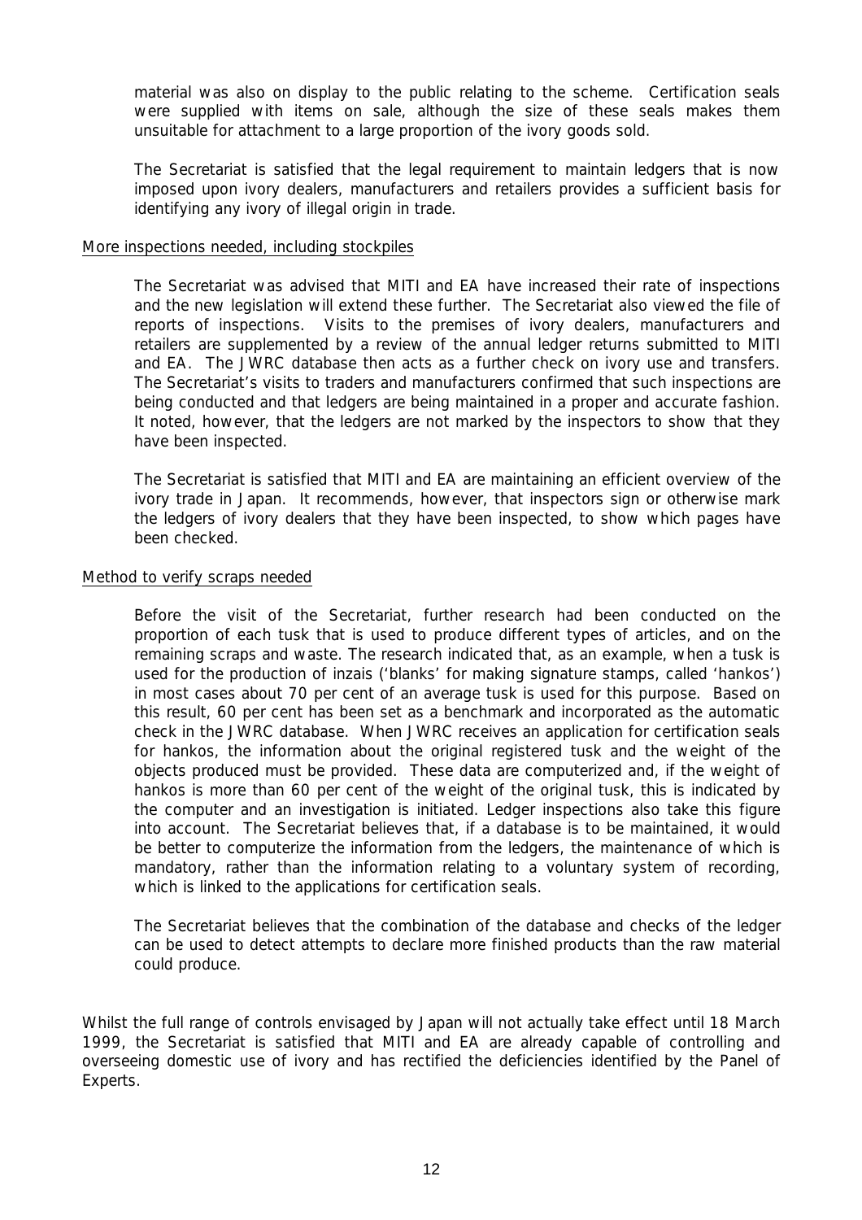material was also on display to the public relating to the scheme. Certification seals were supplied with items on sale, although the size of these seals makes them unsuitable for attachment to a large proportion of the ivory goods sold.

The Secretariat is satisfied that the legal requirement to maintain ledgers that is now imposed upon ivory dealers, manufacturers and retailers provides a sufficient basis for identifying any ivory of illegal origin in trade.

<u>More inspections needed, including stockpiles</u>

The Secretariat was advised that MITI and EA have increased their rate of inspections and the new legislation will extend these further. The Secretariat also viewed the file of reports of inspections. Visits to the premises of ivory dealers, manufacturers and retailers are supplemented by a review of the annual ledger returns submitted to MITI and EA. The JWRC database then acts as a further check on ivory use and transfers. The Secretariat's visits to traders and manufacturers confirmed that such inspections are being conducted and that ledgers are being maintained in a proper and accurate fashion. It noted, however, that the ledgers are not marked by the inspectors to show that they have been inspected.

The Secretariat is satisfied that MITI and EA are maintaining an efficient overview of the ivory trade in Japan. It recommends, however, that inspectors sign or otherwise mark the ledgers of ivory dealers that they have been inspected, to show which pages have been checked.

<u>Method to verify scraps needed</u>

Before the visit of the Secretariat, further research had been conducted on the proportion of each tusk that is used to produce different types of articles, and on the remaining scraps and waste. The research indicated that, as an example, when a tusk is used for the production of inzais ('blanks' for making signature stamps, called 'hankos') in most cases about 70 per cent of an average tusk is used for this purpose. Based on this result, 60 per cent has been set as a benchmark and incorporated as the automatic check in the JWRC database. When JWRC receives an application for certification seals for hankos, the information about the original registered tusk and the weight of the objects produced must be provided. These data are computerized and, if the weight of hankos is more than 60 per cent of the weight of the original tusk, this is indicated by the computer and an investigation is initiated. Ledger inspections also take this figure into account. The Secretariat believes that, if a database is to be maintained, it would be better to computerize the information from the ledgers, the maintenance of which is mandatory, rather than the information relating to a voluntary system of recording, which is linked to the applications for certification seals.

The Secretariat believes that the combination of the database and checks of the ledger can be used to detect attempts to declare more finished products than the raw material could produce.

Whilst the full range of controls envisaged by Japan will not actually take effect until 18 March 1999, the Secretariat is satisfied that MITI and EA are already capable of controlling and overseeing domestic use of ivory and has rectified the deficiencies identified by the Panel of Experts.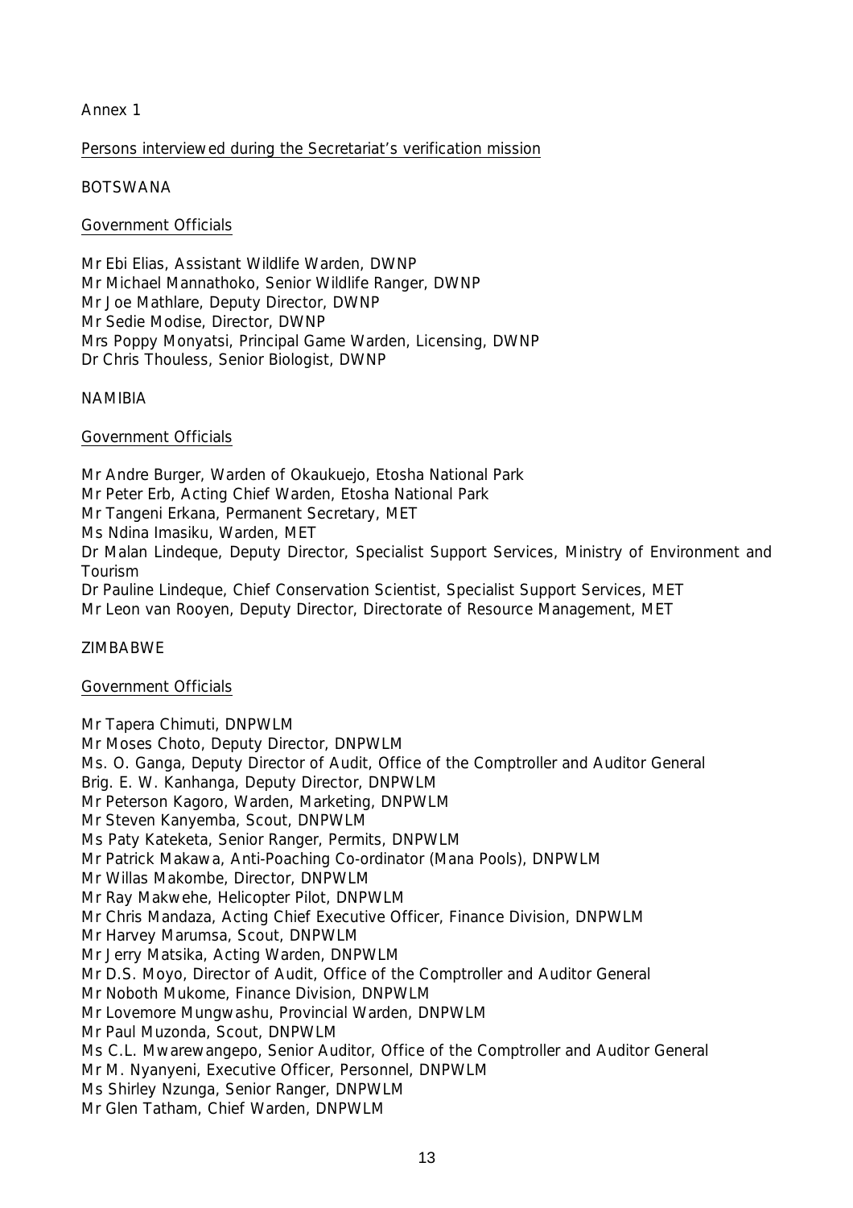Annex 1

Persons interviewed during the Secretariat's verification mission

BOTSWANA

Government Officials

Mr Ebi Elias, Assistant Wildlife Warden, DWNP
Mr Michael Mannathoko, Senior Wildlife Ranger, DWNP
Mr Joe Mathlare, Deputy Director, DWNP
Mr Sedie Modise, Director, DWNP
Mrs Poppy Monyatsi, Principal Game Warden, Licensing, DWNP
Dr Chris Thouless, Senior Biologist, DWNP

NAMIBIA

Government Officials

Mr Andre Burger, Warden of Okaukuejo, Etosha National Park
Mr Peter Erb, Acting Chief Warden, Etosha National Park
Mr Tangeni Erkana, Permanent Secretary, MET
Ms Ndina Imasiku, Warden, MET
Dr Malan Lindeque, Deputy Director, Specialist Support Services, Ministry of Environment and Tourism
Dr Pauline Lindeque, Chief Conservation Scientist, Specialist Support Services, MET
Mr Leon van Rooyen, Deputy Director, Directorate of Resource Management, MET

ZIMBABWE

Government Officials

Mr Tapera Chimuti, DNPWLM
Mr Moses Choto, Deputy Director, DNPWLM
Ms. O. Ganga, Deputy Director of Audit, Office of the Comptroller and Auditor General
Brig. E. W. Kanhanga, Deputy Director, DNPWLM
Mr Peterson Kagoro, Warden, Marketing, DNPWLM
Mr Steven Kanyemba, Scout, DNPWLM
Ms Paty Kateketa, Senior Ranger, Permits, DNPWLM
Mr Patrick Makawa, Anti-Poaching Co-ordinator (Mana Pools), DNPWLM
Mr Willas Makombe, Director, DNPWLM
Mr Ray Makwehe, Helicopter Pilot, DNPWLM
Mr Chris Mandaza, Acting Chief Executive Officer, Finance Division, DNPWLM
Mr Harvey Marumsa, Scout, DNPWLM
Mr Jerry Matsika, Acting Warden, DNPWLM
Mr D.S. Moyo, Director of Audit, Office of the Comptroller and Auditor General
Mr Noboth Mukome, Finance Division, DNPWLM
Mr Lovemore Mungwashu, Provincial Warden, DNPWLM
Mr Paul Muzonda, Scout, DNPWLM
Ms C.L. Mwarewangepo, Senior Auditor, Office of the Comptroller and Auditor General
Mr M. Nyanyeni, Executive Officer, Personnel, DNPWLM
Ms Shirley Nzunga, Senior Ranger, DNPWLM
Mr Glen Tatham, Chief Warden, DNPWLM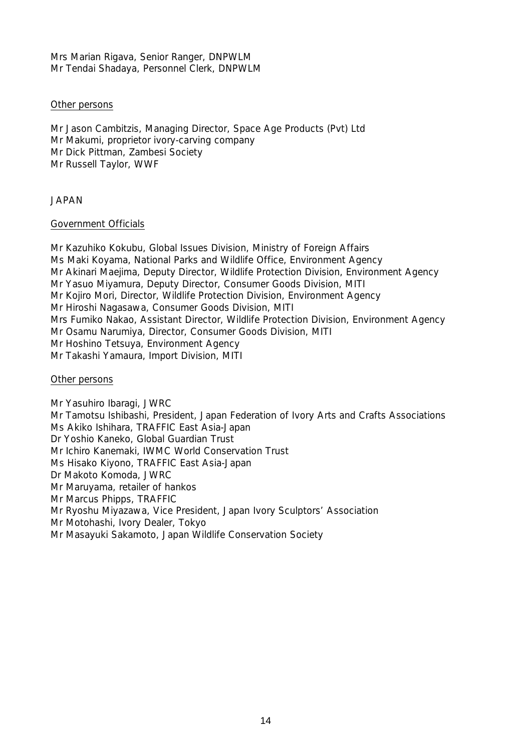Mrs Marian Rigava, Senior Ranger, DNPWLM
Mr Tendai Shadaya, Personnel Clerk, DNPWLM

Other persons

Mr Jason Cambitzis, Managing Director, Space Age Products (Pvt) Ltd
Mr Makumi, proprietor ivory-carving company
Mr Dick Pittman, Zambesi Society
Mr Russell Taylor, WWF

JAPAN

Government Officials

Mr Kazuhiko Kokubu, Global Issues Division, Ministry of Foreign Affairs
Ms Maki Koyama, National Parks and Wildlife Office, Environment Agency
Mr Akinari Maejima, Deputy Director, Wildlife Protection Division, Environment Agency
Mr Yasuo Miyamura, Deputy Director, Consumer Goods Division, MITI
Mr Kojiro Mori, Director, Wildlife Protection Division, Environment Agency
Mr Hiroshi Nagasawa, Consumer Goods Division, MITI
Mrs Fumiko Nakao, Assistant Director, Wildlife Protection Division, Environment Agency
Mr Osamu Narumiya, Director, Consumer Goods Division, MITI
Mr Hoshino Tetsuya, Environment Agency
Mr Takashi Yamaura, Import Division, MITI

Other persons

Mr Yasuhiro Ibaragi, JWRC
Mr Tamotsu Ishibashi, President, Japan Federation of Ivory Arts and Crafts Associations
Ms Akiko Ishihara, TRAFFIC East Asia-Japan
Dr Yoshio Kaneko, Global Guardian Trust
Mr Ichiro Kanemaki, IWMC World Conservation Trust
Ms Hisako Kiyono, TRAFFIC East Asia-Japan
Dr Makoto Komoda, JWRC
Mr Maruyama, retailer of hankos
Mr Marcus Phipps, TRAFFIC
Mr Ryoshu Miyazawa, Vice President, Japan Ivory Sculptors' Association
Mr Motohashi, Ivory Dealer, Tokyo
Mr Masayuki Sakamoto, Japan Wildlife Conservation Society